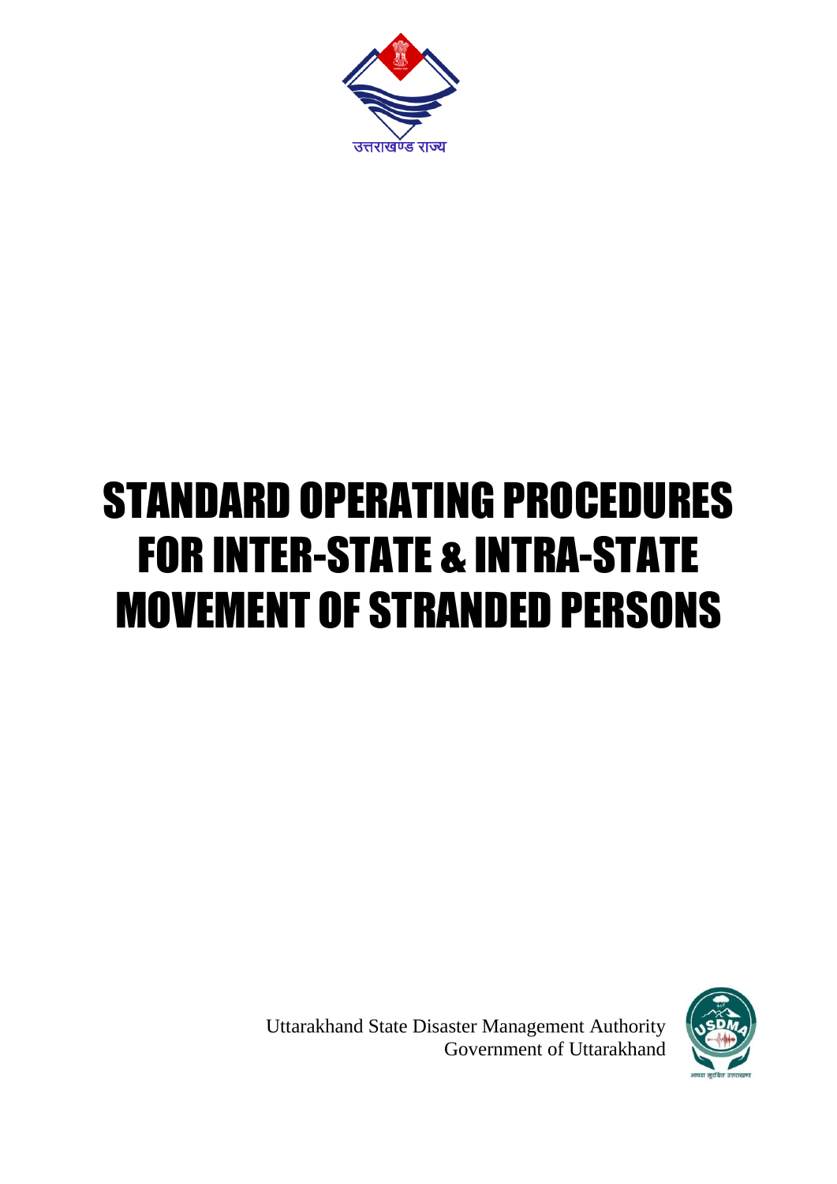उत्तराखण्ड राज्य

# STANDARD OPERATING PROCEDURES FOR INTER-STATE & INTRA-STATE MOVEMENT OF STRANDED PERSONS

Uttarakhand State Disaster Management Authority
Government of Uttarakhand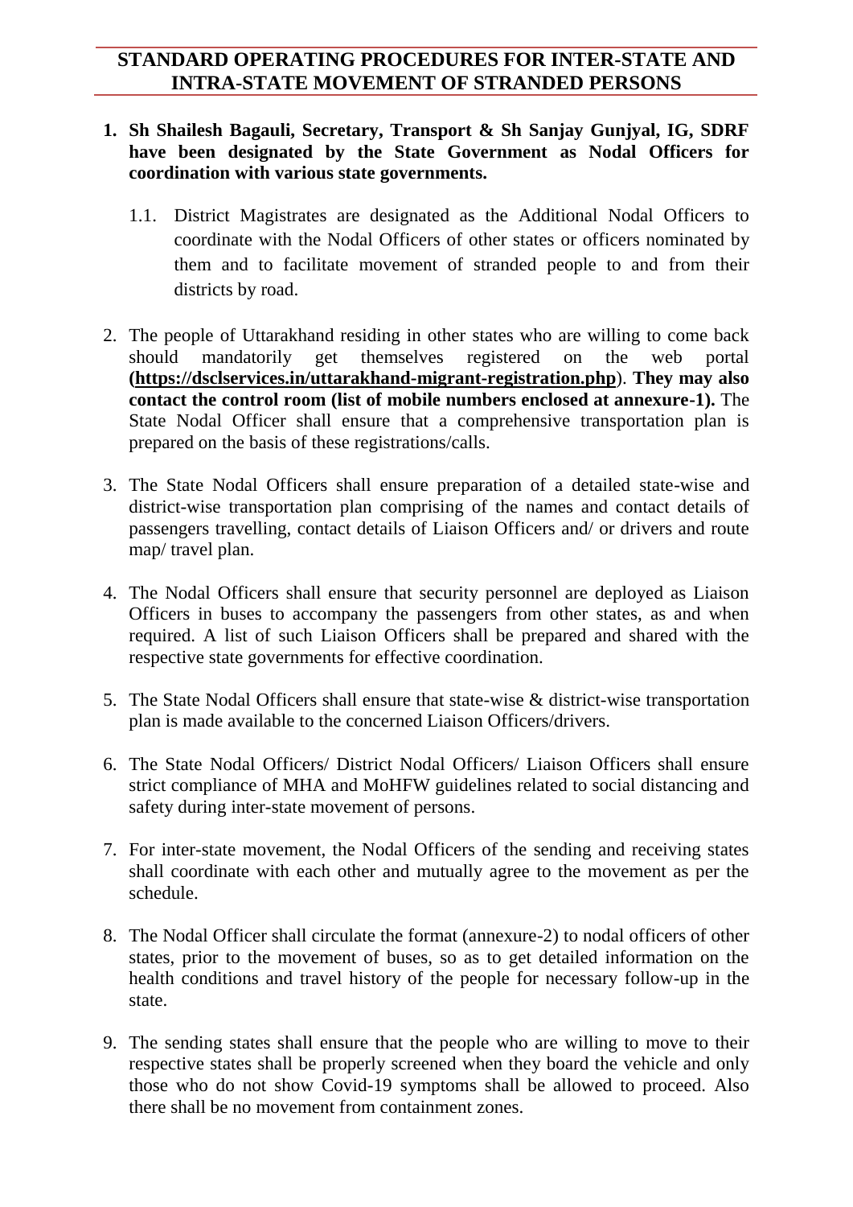# STANDARD OPERATING PROCEDURES FOR INTER-STATE AND INTRA-STATE MOVEMENT OF STRANDED PERSONS

1. **Sh Shailesh Bagauli, Secretary, Transport & Sh Sanjay Gunjyal, IG, SDRF have been designated by the State Government as Nodal Officers for coordination with various state governments.**

   1.1. District Magistrates are designated as the Additional Nodal Officers to coordinate with the Nodal Officers of other states or officers nominated by them and to facilitate movement of stranded people to and from their districts by road.

2. The people of Uttarakhand residing in other states who are willing to come back should mandatorily get themselves registered on the web portal **(https://dsclservices.in/uttarakhand-migrant-registration.php)**. **They may also contact the control room (list of mobile numbers enclosed at annexure-1).** The State Nodal Officer shall ensure that a comprehensive transportation plan is prepared on the basis of these registrations/calls.

3. The State Nodal Officers shall ensure preparation of a detailed state-wise and district-wise transportation plan comprising of the names and contact details of passengers travelling, contact details of Liaison Officers and/ or drivers and route map/ travel plan.

4. The Nodal Officers shall ensure that security personnel are deployed as Liaison Officers in buses to accompany the passengers from other states, as and when required. A list of such Liaison Officers shall be prepared and shared with the respective state governments for effective coordination.

5. The State Nodal Officers shall ensure that state-wise & district-wise transportation plan is made available to the concerned Liaison Officers/drivers.

6. The State Nodal Officers/ District Nodal Officers/ Liaison Officers shall ensure strict compliance of MHA and MoHFW guidelines related to social distancing and safety during inter-state movement of persons.

7. For inter-state movement, the Nodal Officers of the sending and receiving states shall coordinate with each other and mutually agree to the movement as per the schedule.

8. The Nodal Officer shall circulate the format (annexure-2) to nodal officers of other states, prior to the movement of buses, so as to get detailed information on the health conditions and travel history of the people for necessary follow-up in the state.

9. The sending states shall ensure that the people who are willing to move to their respective states shall be properly screened when they board the vehicle and only those who do not show Covid-19 symptoms shall be allowed to proceed. Also there shall be no movement from containment zones.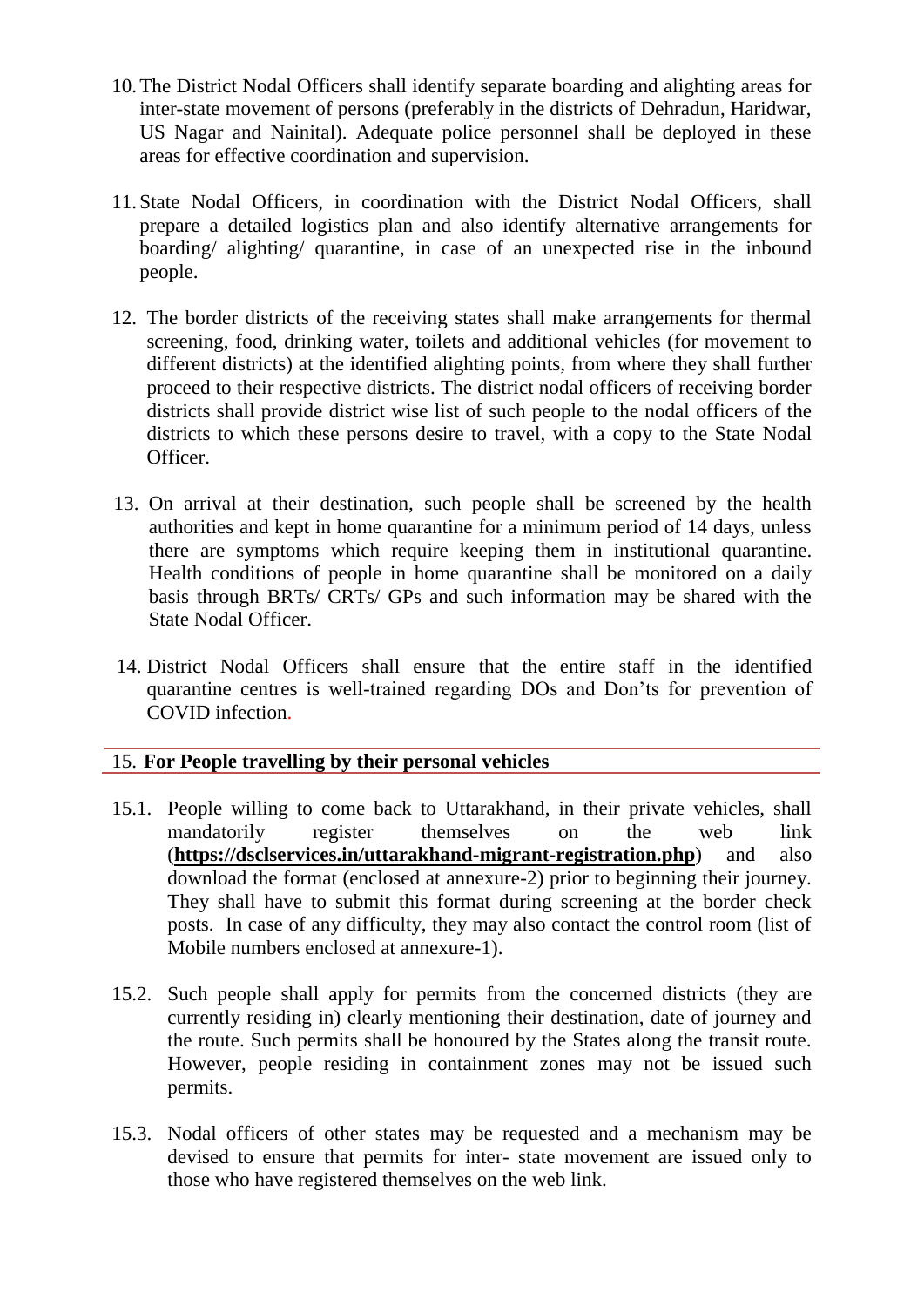10. The District Nodal Officers shall identify separate boarding and alighting areas for inter-state movement of persons (preferably in the districts of Dehradun, Haridwar, US Nagar and Nainital). Adequate police personnel shall be deployed in these areas for effective coordination and supervision.

11. State Nodal Officers, in coordination with the District Nodal Officers, shall prepare a detailed logistics plan and also identify alternative arrangements for boarding/ alighting/ quarantine, in case of an unexpected rise in the inbound people.

12. The border districts of the receiving states shall make arrangements for thermal screening, food, drinking water, toilets and additional vehicles (for movement to different districts) at the identified alighting points, from where they shall further proceed to their respective districts. The district nodal officers of receiving border districts shall provide district wise list of such people to the nodal officers of the districts to which these persons desire to travel, with a copy to the State Nodal Officer.

13. On arrival at their destination, such people shall be screened by the health authorities and kept in home quarantine for a minimum period of 14 days, unless there are symptoms which require keeping them in institutional quarantine. Health conditions of people in home quarantine shall be monitored on a daily basis through BRTs/ CRTs/ GPs and such information may be shared with the State Nodal Officer.

14. District Nodal Officers shall ensure that the entire staff in the identified quarantine centres is well-trained regarding DOs and Don'ts for prevention of COVID infection.

### 15. **For People travelling by their personal vehicles**

15.1. People willing to come back to Uttarakhand, in their private vehicles, shall mandatorily register themselves on the web link (**https://dsclservices.in/uttarakhand-migrant-registration.php**) and also download the format (enclosed at annexure-2) prior to beginning their journey. They shall have to submit this format during screening at the border check posts. In case of any difficulty, they may also contact the control room (list of Mobile numbers enclosed at annexure-1).

15.2. Such people shall apply for permits from the concerned districts (they are currently residing in) clearly mentioning their destination, date of journey and the route. Such permits shall be honoured by the States along the transit route. However, people residing in containment zones may not be issued such permits.

15.3. Nodal officers of other states may be requested and a mechanism may be devised to ensure that permits for inter- state movement are issued only to those who have registered themselves on the web link.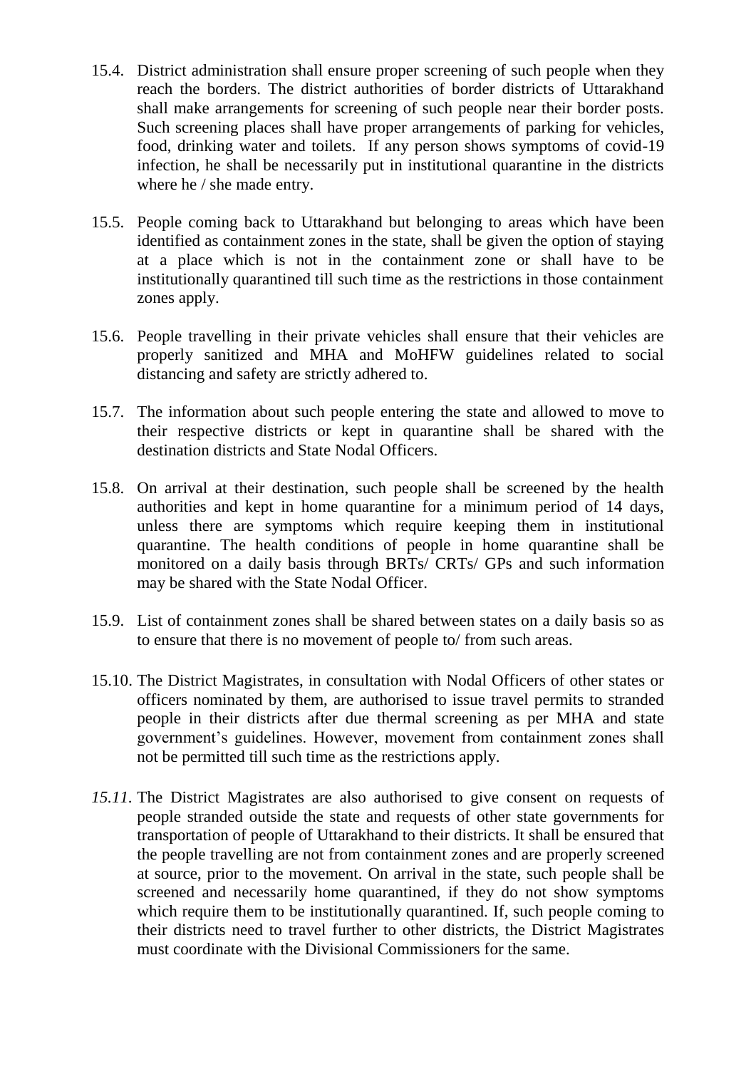15.4. District administration shall ensure proper screening of such people when they reach the borders. The district authorities of border districts of Uttarakhand shall make arrangements for screening of such people near their border posts. Such screening places shall have proper arrangements of parking for vehicles, food, drinking water and toilets. If any person shows symptoms of covid-19 infection, he shall be necessarily put in institutional quarantine in the districts where he / she made entry.

15.5. People coming back to Uttarakhand but belonging to areas which have been identified as containment zones in the state, shall be given the option of staying at a place which is not in the containment zone or shall have to be institutionally quarantined till such time as the restrictions in those containment zones apply.

15.6. People travelling in their private vehicles shall ensure that their vehicles are properly sanitized and MHA and MoHFW guidelines related to social distancing and safety are strictly adhered to.

15.7. The information about such people entering the state and allowed to move to their respective districts or kept in quarantine shall be shared with the destination districts and State Nodal Officers.

15.8. On arrival at their destination, such people shall be screened by the health authorities and kept in home quarantine for a minimum period of 14 days, unless there are symptoms which require keeping them in institutional quarantine. The health conditions of people in home quarantine shall be monitored on a daily basis through BRTs/ CRTs/ GPs and such information may be shared with the State Nodal Officer.

15.9. List of containment zones shall be shared between states on a daily basis so as to ensure that there is no movement of people to/ from such areas.

15.10. The District Magistrates, in consultation with Nodal Officers of other states or officers nominated by them, are authorised to issue travel permits to stranded people in their districts after due thermal screening as per MHA and state government's guidelines. However, movement from containment zones shall not be permitted till such time as the restrictions apply.

*15.11.* The District Magistrates are also authorised to give consent on requests of people stranded outside the state and requests of other state governments for transportation of people of Uttarakhand to their districts. It shall be ensured that the people travelling are not from containment zones and are properly screened at source, prior to the movement. On arrival in the state, such people shall be screened and necessarily home quarantined, if they do not show symptoms which require them to be institutionally quarantined. If, such people coming to their districts need to travel further to other districts, the District Magistrates must coordinate with the Divisional Commissioners for the same.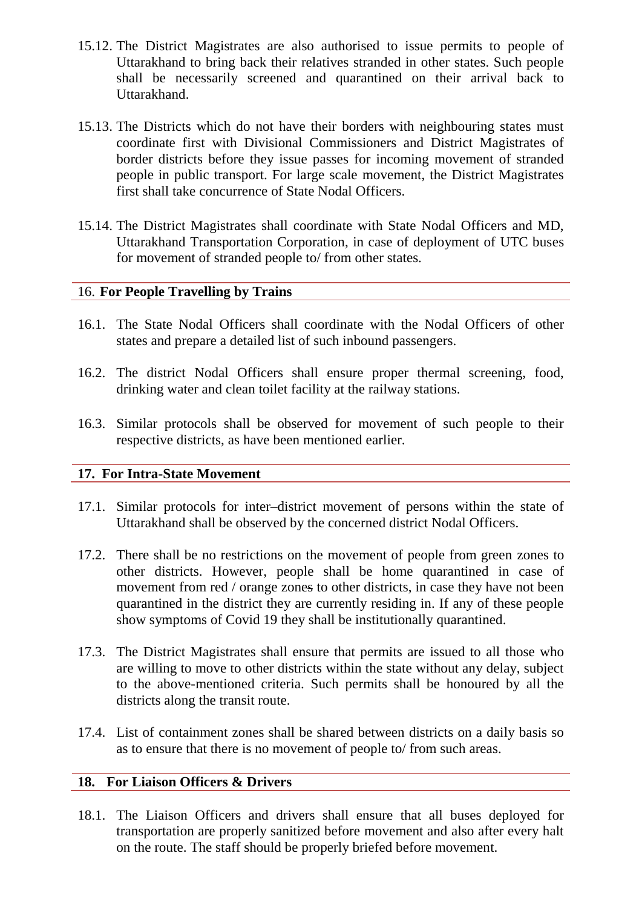15.12. The District Magistrates are also authorised to issue permits to people of Uttarakhand to bring back their relatives stranded in other states. Such people shall be necessarily screened and quarantined on their arrival back to Uttarakhand.

15.13. The Districts which do not have their borders with neighbouring states must coordinate first with Divisional Commissioners and District Magistrates of border districts before they issue passes for incoming movement of stranded people in public transport. For large scale movement, the District Magistrates first shall take concurrence of State Nodal Officers.

15.14. The District Magistrates shall coordinate with State Nodal Officers and MD, Uttarakhand Transportation Corporation, in case of deployment of UTC buses for movement of stranded people to/ from other states.

## 16. For People Travelling by Trains

16.1. The State Nodal Officers shall coordinate with the Nodal Officers of other states and prepare a detailed list of such inbound passengers.

16.2. The district Nodal Officers shall ensure proper thermal screening, food, drinking water and clean toilet facility at the railway stations.

16.3. Similar protocols shall be observed for movement of such people to their respective districts, as have been mentioned earlier.

## 17. For Intra-State Movement

17.1. Similar protocols for inter–district movement of persons within the state of Uttarakhand shall be observed by the concerned district Nodal Officers.

17.2. There shall be no restrictions on the movement of people from green zones to other districts. However, people shall be home quarantined in case of movement from red / orange zones to other districts, in case they have not been quarantined in the district they are currently residing in. If any of these people show symptoms of Covid 19 they shall be institutionally quarantined.

17.3. The District Magistrates shall ensure that permits are issued to all those who are willing to move to other districts within the state without any delay, subject to the above-mentioned criteria. Such permits shall be honoured by all the districts along the transit route.

17.4. List of containment zones shall be shared between districts on a daily basis so as to ensure that there is no movement of people to/ from such areas.

## 18. For Liaison Officers & Drivers

18.1. The Liaison Officers and drivers shall ensure that all buses deployed for transportation are properly sanitized before movement and also after every halt on the route. The staff should be properly briefed before movement.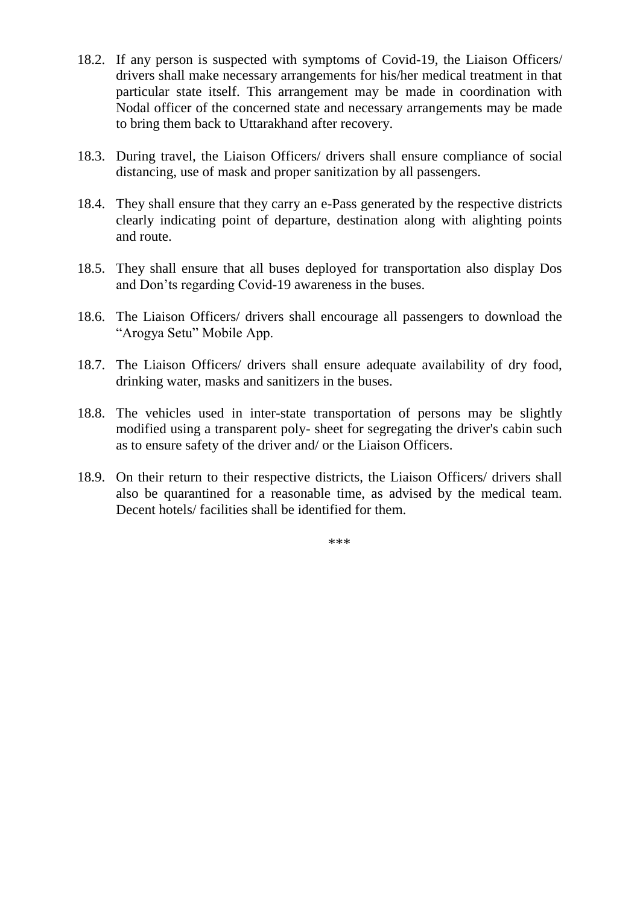18.2. If any person is suspected with symptoms of Covid-19, the Liaison Officers/ drivers shall make necessary arrangements for his/her medical treatment in that particular state itself. This arrangement may be made in coordination with Nodal officer of the concerned state and necessary arrangements may be made to bring them back to Uttarakhand after recovery.

18.3. During travel, the Liaison Officers/ drivers shall ensure compliance of social distancing, use of mask and proper sanitization by all passengers.

18.4. They shall ensure that they carry an e-Pass generated by the respective districts clearly indicating point of departure, destination along with alighting points and route.

18.5. They shall ensure that all buses deployed for transportation also display Dos and Don'ts regarding Covid-19 awareness in the buses.

18.6. The Liaison Officers/ drivers shall encourage all passengers to download the "Arogya Setu" Mobile App.

18.7. The Liaison Officers/ drivers shall ensure adequate availability of dry food, drinking water, masks and sanitizers in the buses.

18.8. The vehicles used in inter-state transportation of persons may be slightly modified using a transparent poly- sheet for segregating the driver's cabin such as to ensure safety of the driver and/ or the Liaison Officers.

18.9. On their return to their respective districts, the Liaison Officers/ drivers shall also be quarantined for a reasonable time, as advised by the medical team. Decent hotels/ facilities shall be identified for them.

***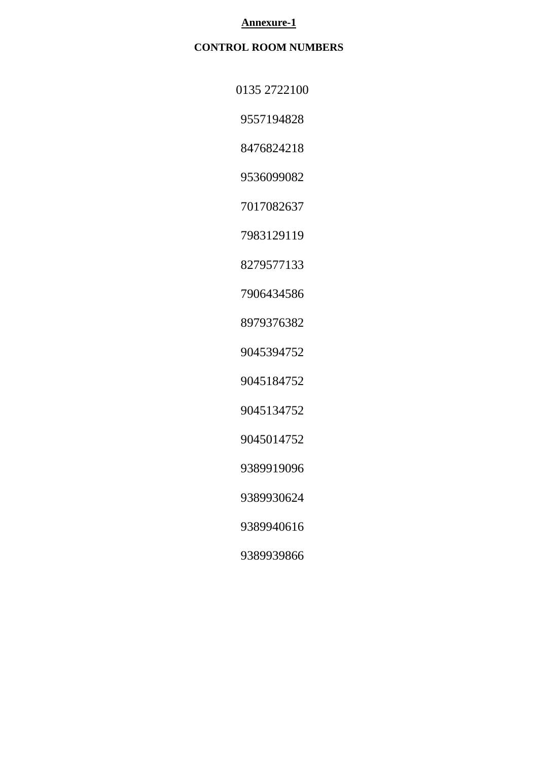**Annexure-1**

**CONTROL ROOM NUMBERS**

0135 2722100

9557194828

8476824218

9536099082

7017082637

7983129119

8279577133

7906434586

8979376382

9045394752

9045184752

9045134752

9045014752

9389919096

9389930624

9389940616

9389939866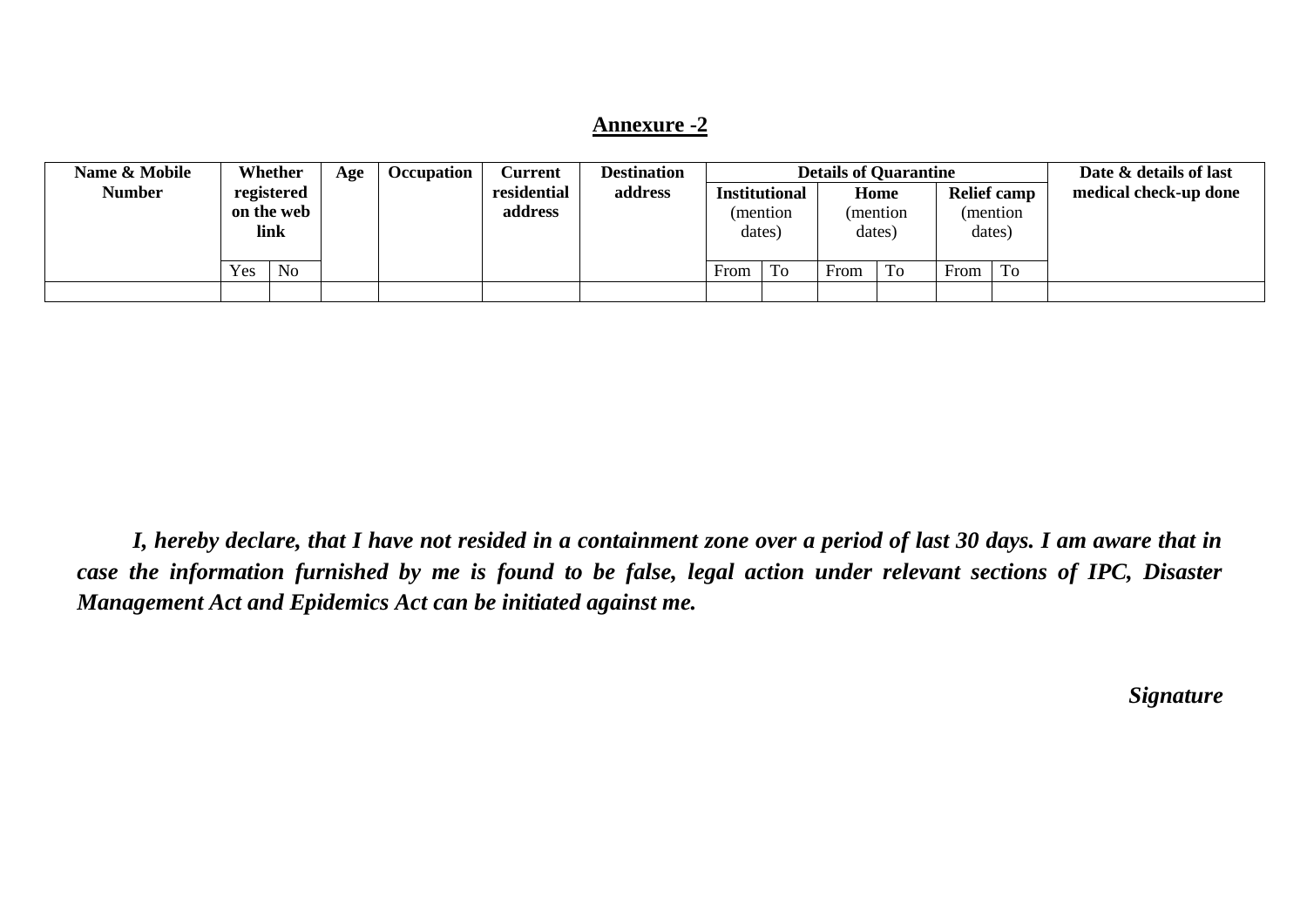## Annexure -2

| **Name & Mobile Number** | **Whether registered on the web link** | | **Age** | **Occupation** | **Current residential address** | **Destination address** | **Details of Quarantine** | | | | | | **Date & details of last medical check-up done** |
|---|---|---|---|---|---|---|---|---|---|---|---|---|---|
| | | | | | | | **Institutional** (mention dates) | | **Home** (mention dates) | | **Relief camp** (mention dates) | | |
| | Yes | No | | | | | From | To | From | To | From | To | |
| | | | | | | | | | | | | | |

***I, hereby declare, that I have not resided in a containment zone over a period of last 30 days. I am aware that in case the information furnished by me is found to be false, legal action under relevant sections of IPC, Disaster Management Act and Epidemics Act can be initiated against me.***

***Signature***